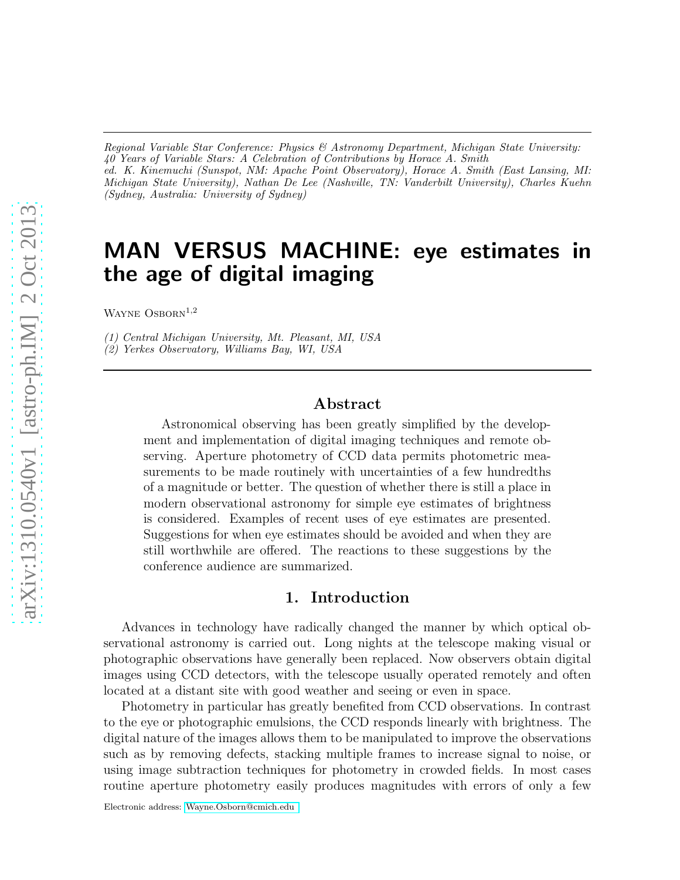*Regional Variable Star Conference: Physics & Astronomy Department, Michigan State University: 40 Years of Variable Stars: A Celebration of Contributions by Horace A. Smith*
*ed. K. Kinemuchi (Sunspot, NM: Apache Point Observatory), Horace A. Smith (East Lansing, MI: Michigan State University), Nathan De Lee (Nashville, TN: Vanderbilt University), Charles Kuehn (Sydney, Australia: University of Sydney)*

# MAN VERSUS MACHINE: eye estimates in the age of digital imaging

Wayne Osborn[1,2]

*(1) Central Michigan University, Mt. Pleasant, MI, USA*
*(2) Yerkes Observatory, Williams Bay, WI, USA*

## Abstract

Astronomical observing has been greatly simplified by the development and implementation of digital imaging techniques and remote observing. Aperture photometry of CCD data permits photometric measurements to be made routinely with uncertainties of a few hundredths of a magnitude or better. The question of whether there is still a place in modern observational astronomy for simple eye estimates of brightness is considered. Examples of recent uses of eye estimates are presented. Suggestions for when eye estimates should be avoided and when they are still worthwhile are offered. The reactions to these suggestions by the conference audience are summarized.

## 1. Introduction

Advances in technology have radically changed the manner by which optical observational astronomy is carried out. Long nights at the telescope making visual or photographic observations have generally been replaced. Now observers obtain digital images using CCD detectors, with the telescope usually operated remotely and often located at a distant site with good weather and seeing or even in space.

Photometry in particular has greatly benefited from CCD observations. In contrast to the eye or photographic emulsions, the CCD responds linearly with brightness. The digital nature of the images allows them to be manipulated to improve the observations such as by removing defects, stacking multiple frames to increase signal to noise, or using image subtraction techniques for photometry in crowded fields. In most cases routine aperture photometry easily produces magnitudes with errors of only a few

Electronic address: Wayne.Osborn@cmich.edu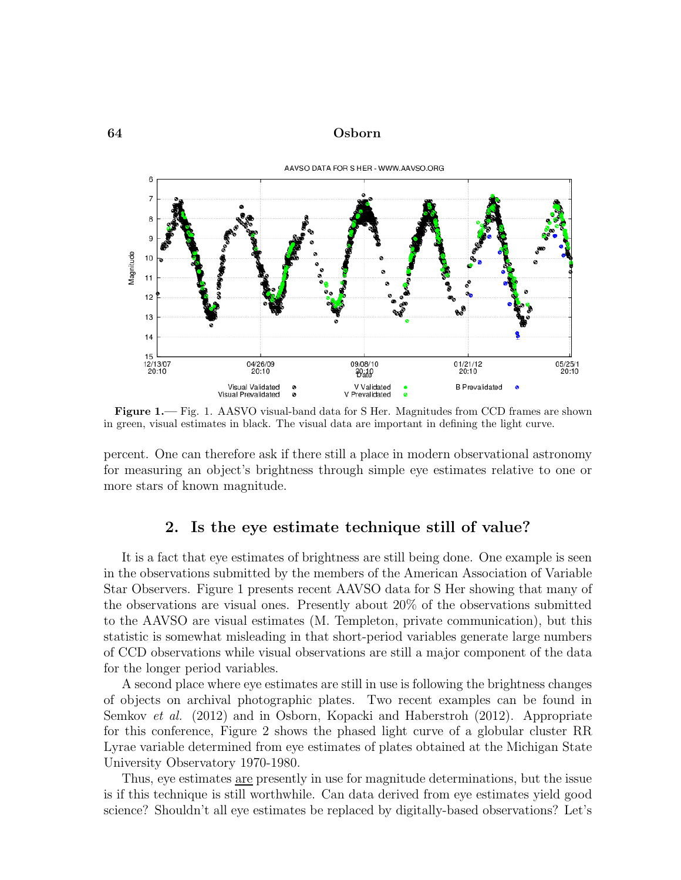**Figure 1.**— Fig. 1. AASVO visual-band data for S Her. Magnitudes from CCD frames are shown in green, visual estimates in black. The visual data are important in defining the light curve.

percent. One can therefore ask if there still a place in modern observational astronomy for measuring an object's brightness through simple eye estimates relative to one or more stars of known magnitude.

## 2. Is the eye estimate technique still of value?

It is a fact that eye estimates of brightness are still being done. One example is seen in the observations submitted by the members of the American Association of Variable Star Observers. Figure 1 presents recent AAVSO data for S Her showing that many of the observations are visual ones. Presently about 20% of the observations submitted to the AAVSO are visual estimates (M. Templeton, private communication), but this statistic is somewhat misleading in that short-period variables generate large numbers of CCD observations while visual observations are still a major component of the data for the longer period variables.

A second place where eye estimates are still in use is following the brightness changes of objects on archival photographic plates. Two recent examples can be found in Semkov *et al.* (2012) and in Osborn, Kopacki and Haberstroh (2012). Appropriate for this conference, Figure 2 shows the phased light curve of a globular cluster RR Lyrae variable determined from eye estimates of plates obtained at the Michigan State University Observatory 1970-1980.

Thus, eye estimates are presently in use for magnitude determinations, but the issue is if this technique is still worthwhile. Can data derived from eye estimates yield good science? Shouldn't all eye estimates be replaced by digitally-based observations? Let's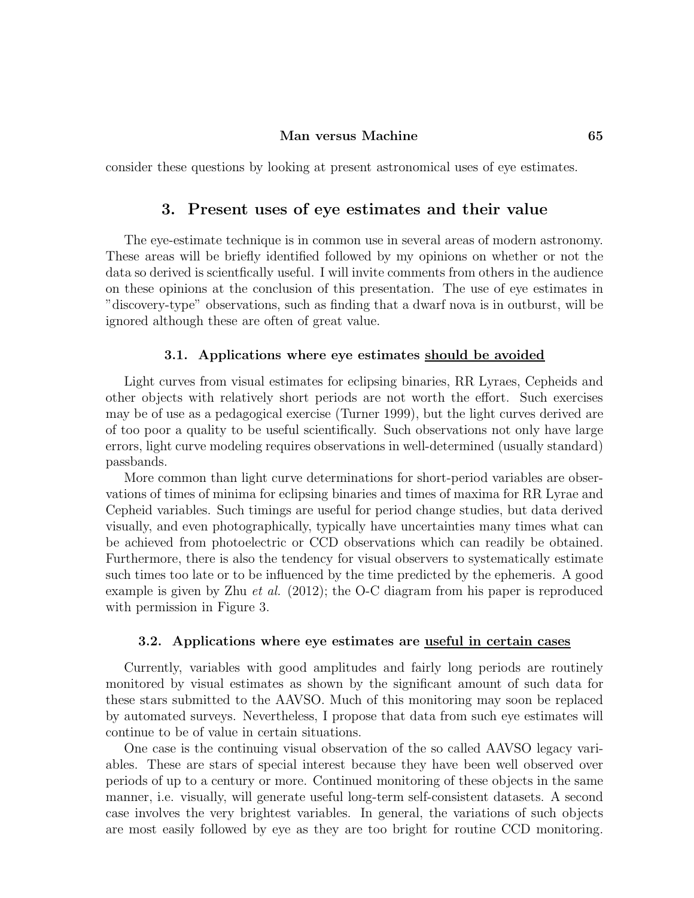consider these questions by looking at present astronomical uses of eye estimates.

## 3. Present uses of eye estimates and their value

The eye-estimate technique is in common use in several areas of modern astronomy. These areas will be briefly identified followed by my opinions on whether or not the data so derived is scientfically useful. I will invite comments from others in the audience on these opinions at the conclusion of this presentation. The use of eye estimates in "discovery-type" observations, such as finding that a dwarf nova is in outburst, will be ignored although these are often of great value.

### 3.1. Applications where eye estimates should be avoided

Light curves from visual estimates for eclipsing binaries, RR Lyraes, Cepheids and other objects with relatively short periods are not worth the effort. Such exercises may be of use as a pedagogical exercise (Turner 1999), but the light curves derived are of too poor a quality to be useful scientifically. Such observations not only have large errors, light curve modeling requires observations in well-determined (usually standard) passbands.

More common than light curve determinations for short-period variables are observations of times of minima for eclipsing binaries and times of maxima for RR Lyrae and Cepheid variables. Such timings are useful for period change studies, but data derived visually, and even photographically, typically have uncertainties many times what can be achieved from photoelectric or CCD observations which can readily be obtained. Furthermore, there is also the tendency for visual observers to systematically estimate such times too late or to be influenced by the time predicted by the ephemeris. A good example is given by Zhu *et al.* (2012); the O-C diagram from his paper is reproduced with permission in Figure 3.

### 3.2. Applications where eye estimates are useful in certain cases

Currently, variables with good amplitudes and fairly long periods are routinely monitored by visual estimates as shown by the significant amount of such data for these stars submitted to the AAVSO. Much of this monitoring may soon be replaced by automated surveys. Nevertheless, I propose that data from such eye estimates will continue to be of value in certain situations.

One case is the continuing visual observation of the so called AAVSO legacy variables. These are stars of special interest because they have been well observed over periods of up to a century or more. Continued monitoring of these objects in the same manner, i.e. visually, will generate useful long-term self-consistent datasets. A second case involves the very brightest variables. In general, the variations of such objects are most easily followed by eye as they are too bright for routine CCD monitoring.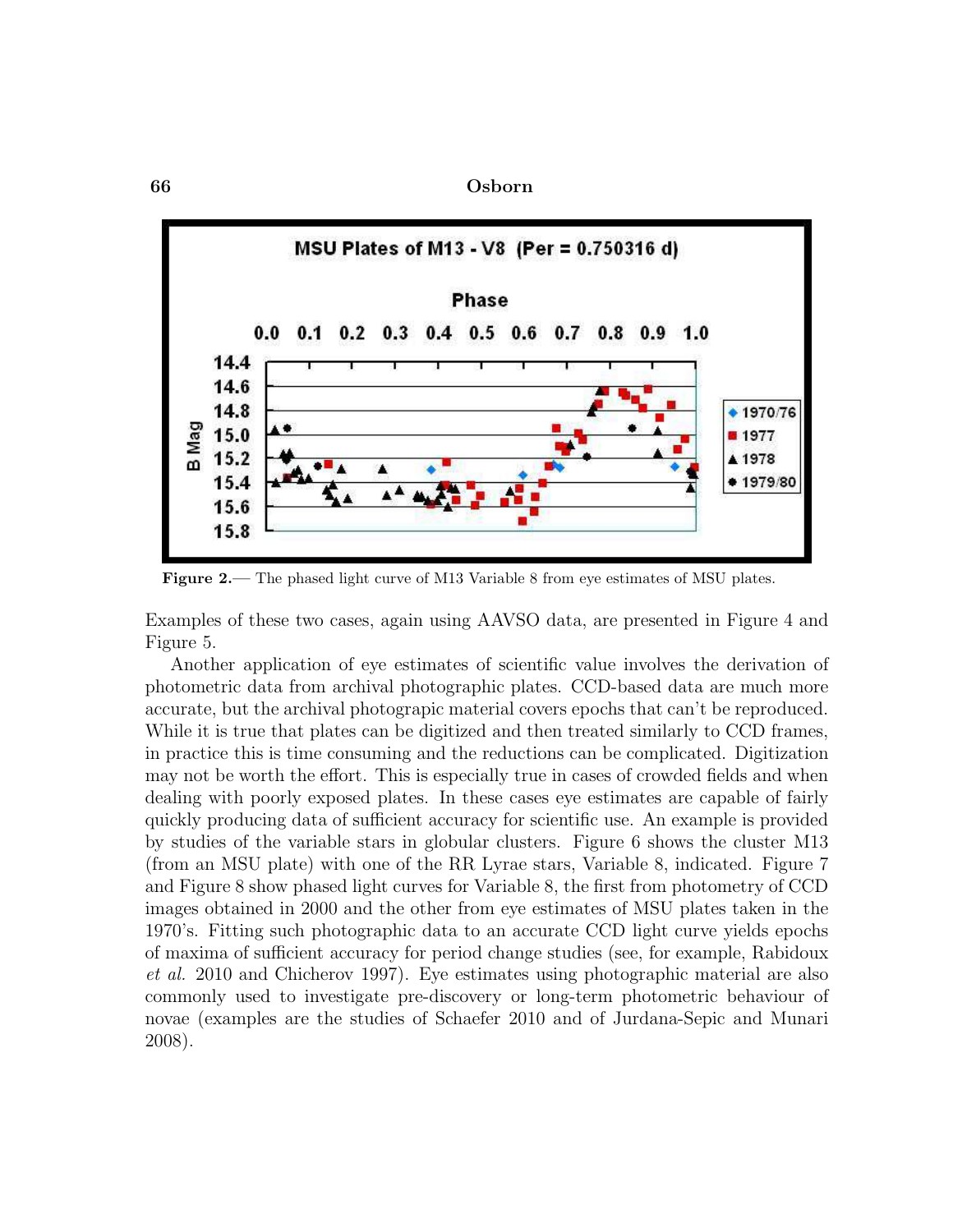Figure 2.— The phased light curve of M13 Variable 8 from eye estimates of MSU plates.

Examples of these two cases, again using AAVSO data, are presented in Figure 4 and Figure 5.

Another application of eye estimates of scientific value involves the derivation of photometric data from archival photographic plates. CCD-based data are much more accurate, but the archival photograpic material covers epochs that can't be reproduced. While it is true that plates can be digitized and then treated similarly to CCD frames, in practice this is time consuming and the reductions can be complicated. Digitization may not be worth the effort. This is especially true in cases of crowded fields and when dealing with poorly exposed plates. In these cases eye estimates are capable of fairly quickly producing data of sufficient accuracy for scientific use. An example is provided by studies of the variable stars in globular clusters. Figure 6 shows the cluster M13 (from an MSU plate) with one of the RR Lyrae stars, Variable 8, indicated. Figure 7 and Figure 8 show phased light curves for Variable 8, the first from photometry of CCD images obtained in 2000 and the other from eye estimates of MSU plates taken in the 1970's. Fitting such photographic data to an accurate CCD light curve yields epochs of maxima of sufficient accuracy for period change studies (see, for example, Rabidoux *et al.* 2010 and Chicherov 1997). Eye estimates using photographic material are also commonly used to investigate pre-discovery or long-term photometric behaviour of novae (examples are the studies of Schaefer 2010 and of Jurdana-Sepic and Munari 2008).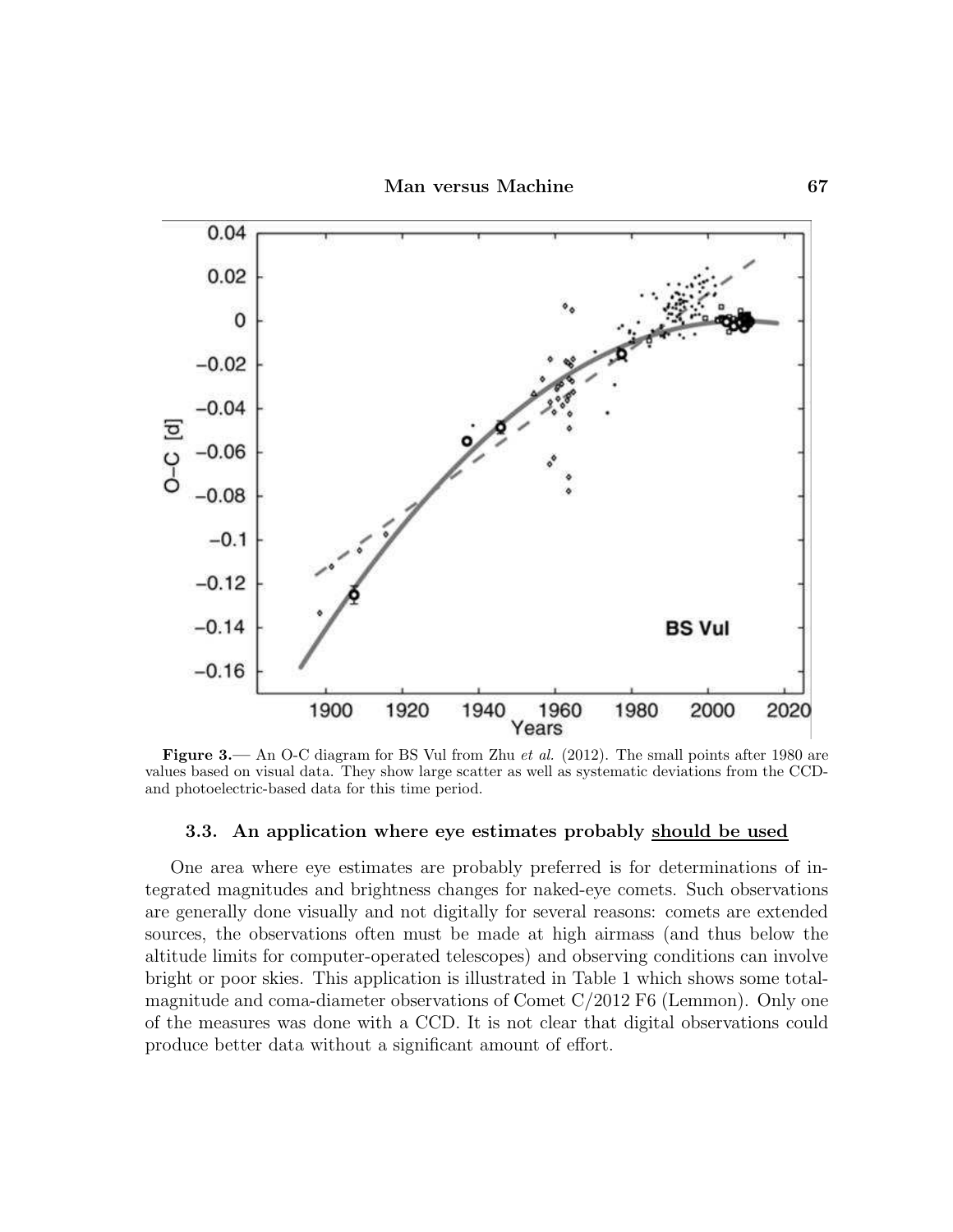**Figure 3.**— An O-C diagram for BS Vul from Zhu *et al.* (2012). The small points after 1980 are values based on visual data. They show large scatter as well as systematic deviations from the CCD- and photoelectric-based data for this time period.

### 3.3. An application where eye estimates probably should be used

One area where eye estimates are probably preferred is for determinations of integrated magnitudes and brightness changes for naked-eye comets. Such observations are generally done visually and not digitally for several reasons: comets are extended sources, the observations often must be made at high airmass (and thus below the altitude limits for computer-operated telescopes) and observing conditions can involve bright or poor skies. This application is illustrated in Table 1 which shows some total-magnitude and coma-diameter observations of Comet C/2012 F6 (Lemmon). Only one of the measures was done with a CCD. It is not clear that digital observations could produce better data without a significant amount of effort.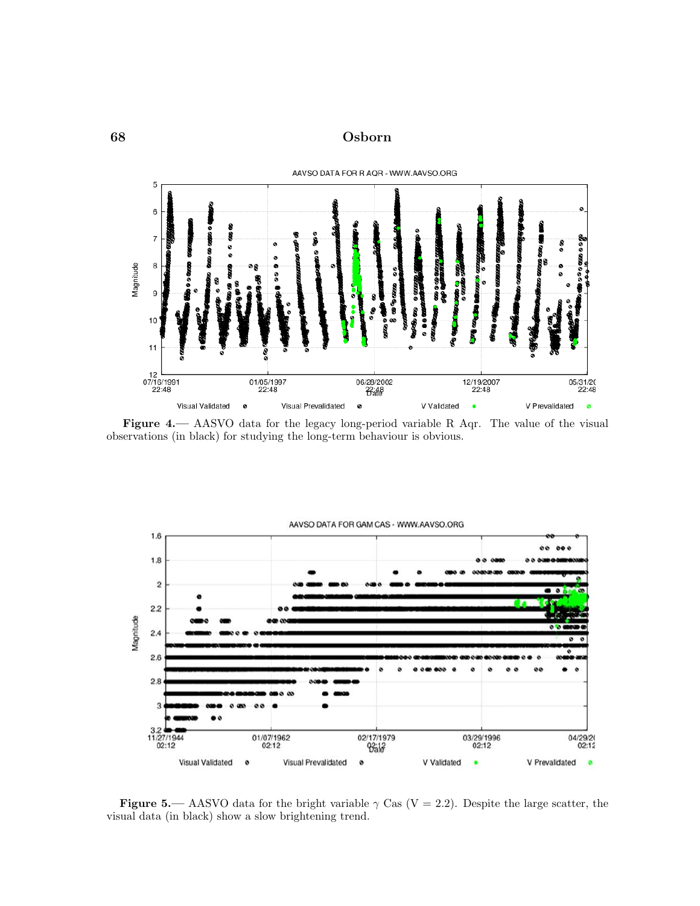**Figure 4.**— AAVSO data for the legacy long-period variable R Aqr. The value of the visual observations (in black) for studying the long-term behaviour is obvious.

**Figure 5.**— AAVSO data for the bright variable $\gamma$ Cas (V = 2.2). Despite the large scatter, the visual data (in black) show a slow brightening trend.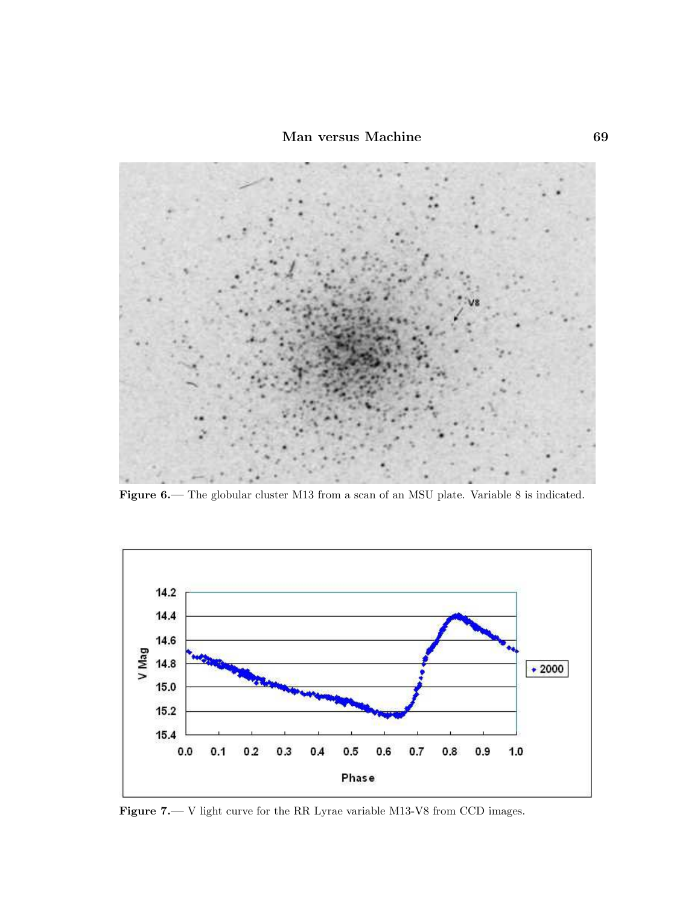Figure 6.— The globular cluster M13 from a scan of an MSU plate. Variable 8 is indicated.

Figure 7.— V light curve for the RR Lyrae variable M13-V8 from CCD images.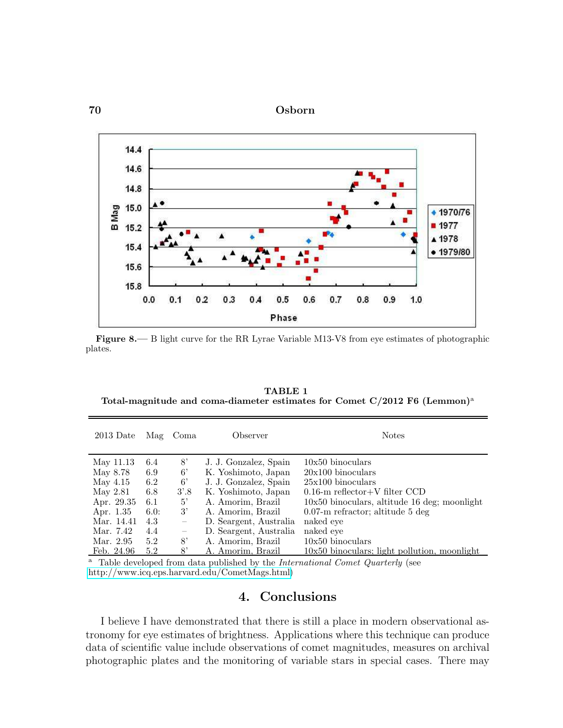**Figure 8.**— B light curve for the RR Lyrae Variable M13-V8 from eye estimates of photographic plates.

**TABLE 1**
**Total-magnitude and coma-diameter estimates for Comet C/2012 F6 (Lemmon)[a]**

| 2013 Date | Mag | Coma | Observer | Notes |
|---|---|---|---|---|
| May 11.13 | 6.4 | 8' | J. J. Gonzalez, Spain | 10x50 binoculars |
| May 8.78 | 6.9 | 6' | K. Yoshimoto, Japan | 20x100 binoculars |
| May 4.15 | 6.2 | 6' | J. J. Gonzalez, Spain | 25x100 binoculars |
| May 2.81 | 6.8 | 3'.8 | K. Yoshimoto, Japan | 0.16-m reflector+V filter CCD |
| Apr. 29.35 | 6.1 | 5' | A. Amorim, Brazil | 10x50 binoculars, altitude 16 deg; moonlight |
| Apr. 1.35 | 6.0: | 3' | A. Amorim, Brazil | 0.07-m refractor; altitude 5 deg |
| Mar. 14.41 | 4.3 | – | D. Seargent, Australia | naked eye |
| Mar. 7.42 | 4.4 | – | D. Seargent, Australia | naked eye |
| Mar. 2.95 | 5.2 | 8' | A. Amorim, Brazil | 10x50 binoculars |
| Feb. 24.96 | 5.2 | 8' | A. Amorim, Brazil | 10x50 binoculars; light pollution, moonlight |

[a] Table developed from data published by the *International Comet Quarterly* (see http://www.icq.eps.harvard.edu/CometMags.html)

## 4. Conclusions

I believe I have demonstrated that there is still a place in modern observational astronomy for eye estimates of brightness. Applications where this technique can produce data of scientific value include observations of comet magnitudes, measures on archival photographic plates and the monitoring of variable stars in special cases. There may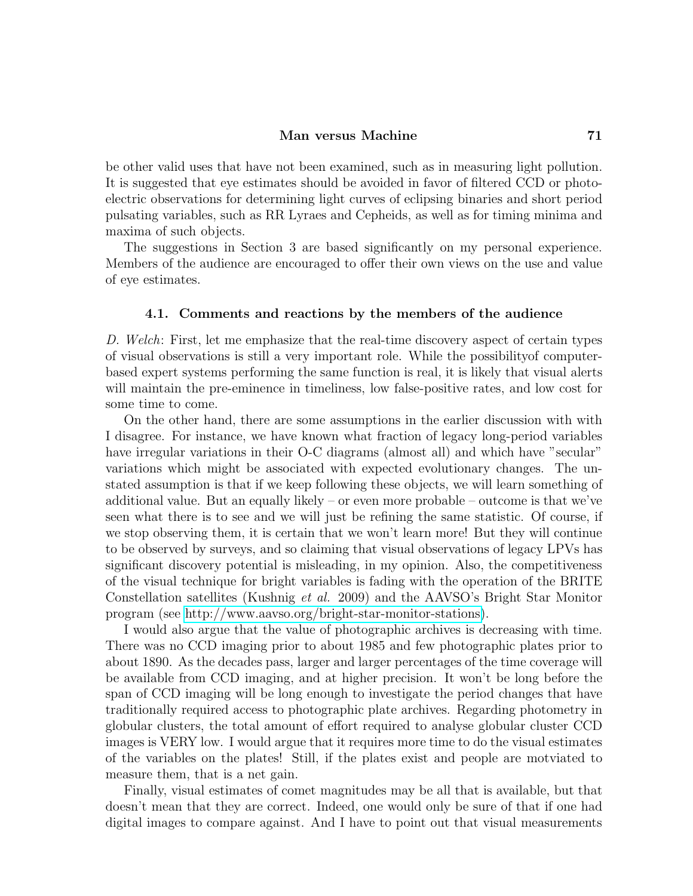be other valid uses that have not been examined, such as in measuring light pollution. It is suggested that eye estimates should be avoided in favor of filtered CCD or photoelectric observations for determining light curves of eclipsing binaries and short period pulsating variables, such as RR Lyraes and Cepheids, as well as for timing minima and maxima of such objects.

The suggestions in Section 3 are based significantly on my personal experience. Members of the audience are encouraged to offer their own views on the use and value of eye estimates.

### 4.1. Comments and reactions by the members of the audience

*D. Welch*: First, let me emphasize that the real-time discovery aspect of certain types of visual observations is still a very important role. While the possibilityof computer-based expert systems performing the same function is real, it is likely that visual alerts will maintain the pre-eminence in timeliness, low false-positive rates, and low cost for some time to come.

On the other hand, there are some assumptions in the earlier discussion with with I disagree. For instance, we have known what fraction of legacy long-period variables have irregular variations in their O-C diagrams (almost all) and which have "secular" variations which might be associated with expected evolutionary changes. The unstated assumption is that if we keep following these objects, we will learn something of additional value. But an equally likely – or even more probable – outcome is that we've seen what there is to see and we will just be refining the same statistic. Of course, if we stop observing them, it is certain that we won't learn more! But they will continue to be observed by surveys, and so claiming that visual observations of legacy LPVs has significant discovery potential is misleading, in my opinion. Also, the competitiveness of the visual technique for bright variables is fading with the operation of the BRITE Constellation satellites (Kushnig *et al.* 2009) and the AAVSO's Bright Star Monitor program (see http://www.aavso.org/bright-star-monitor-stations).

I would also argue that the value of photographic archives is decreasing with time. There was no CCD imaging prior to about 1985 and few photographic plates prior to about 1890. As the decades pass, larger and larger percentages of the time coverage will be available from CCD imaging, and at higher precision. It won't be long before the span of CCD imaging will be long enough to investigate the period changes that have traditionally required access to photographic plate archives. Regarding photometry in globular clusters, the total amount of effort required to analyse globular cluster CCD images is VERY low. I would argue that it requires more time to do the visual estimates of the variables on the plates! Still, if the plates exist and people are motviated to measure them, that is a net gain.

Finally, visual estimates of comet magnitudes may be all that is available, but that doesn't mean that they are correct. Indeed, one would only be sure of that if one had digital images to compare against. And I have to point out that visual measurements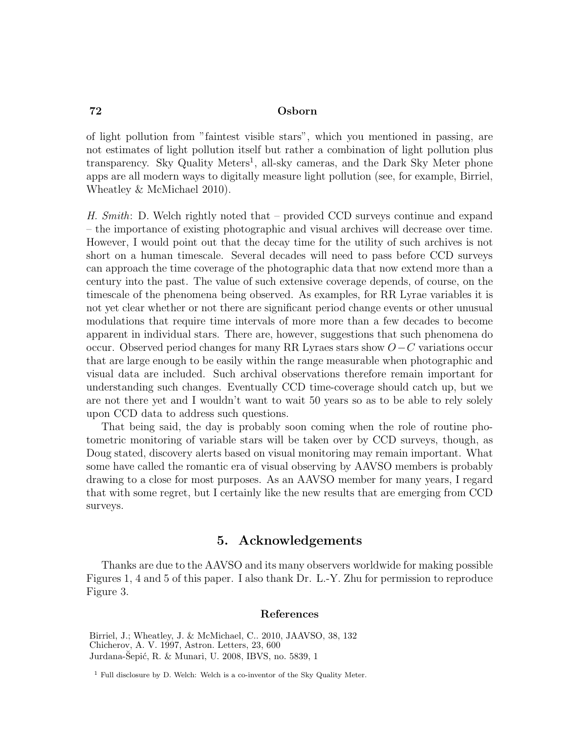of light pollution from "faintest visible stars", which you mentioned in passing, are not estimates of light pollution itself but rather a combination of light pollution plus transparency. Sky Quality Meters[1], all-sky cameras, and the Dark Sky Meter phone apps are all modern ways to digitally measure light pollution (see, for example, Birriel, Wheatley & McMichael 2010).

*H. Smith*: D. Welch rightly noted that – provided CCD surveys continue and expand – the importance of existing photographic and visual archives will decrease over time. However, I would point out that the decay time for the utility of such archives is not short on a human timescale. Several decades will need to pass before CCD surveys can approach the time coverage of the photographic data that now extend more than a century into the past. The value of such extensive coverage depends, of course, on the timescale of the phenomena being observed. As examples, for RR Lyrae variables it is not yet clear whether or not there are significant period change events or other unusual modulations that require time intervals of more more than a few decades to become apparent in individual stars. There are, however, suggestions that such phenomena do occur. Observed period changes for many RR Lyraes stars show $O-C$ variations occur that are large enough to be easily within the range measurable when photographic and visual data are included. Such archival observations therefore remain important for understanding such changes. Eventually CCD time-coverage should catch up, but we are not there yet and I wouldn't want to wait 50 years so as to be able to rely solely upon CCD data to address such questions.

That being said, the day is probably soon coming when the role of routine photometric monitoring of variable stars will be taken over by CCD surveys, though, as Doug stated, discovery alerts based on visual monitoring may remain important. What some have called the romantic era of visual observing by AAVSO members is probably drawing to a close for most purposes. As an AAVSO member for many years, I regard that with some regret, but I certainly like the new results that are emerging from CCD surveys.

## 5. Acknowledgements

Thanks are due to the AAVSO and its many observers worldwide for making possible Figures 1, 4 and 5 of this paper. I also thank Dr. L.-Y. Zhu for permission to reproduce Figure 3.

### References

Birriel, J.; Wheatley, J. & McMichael, C.. 2010, JAAVSO, 38, 132
Chicherov, A. V. 1997, Astron. Letters, 23, 600
Jurdana-Šepić, R. & Munari, U. 2008, IBVS, no. 5839, 1

[1] Full disclosure by D. Welch: Welch is a co-inventor of the Sky Quality Meter.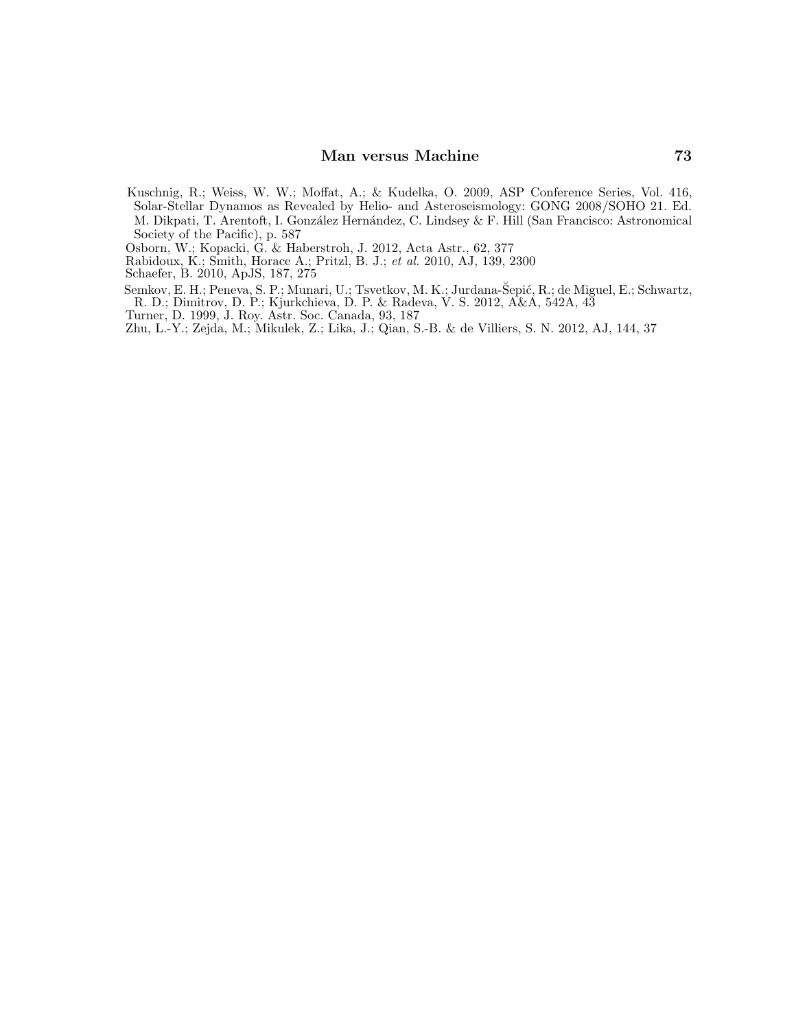Kuschnig, R.; Weiss, W. W.; Moffat, A.; & Kudelka, O. 2009, ASP Conference Series, Vol. 416, Solar-Stellar Dynamos as Revealed by Helio- and Asteroseismology: GONG 2008/SOHO 21. Ed. M. Dikpati, T. Arentoft, I. González Hernández, C. Lindsey & F. Hill (San Francisco: Astronomical Society of the Pacific), p. 587

Osborn, W.; Kopacki, G. & Haberstroh, J. 2012, Acta Astr., 62, 377

Rabidoux, K.; Smith, Horace A.; Pritzl, B. J.; *et al.* 2010, AJ, 139, 2300

Schaefer, B. 2010, ApJS, 187, 275

Semkov, E. H.; Peneva, S. P.; Munari, U.; Tsvetkov, M. K.; Jurdana-Šepić, R.; de Miguel, E.; Schwartz, R. D.; Dimitrov, D. P.; Kjurkchieva, D. P. & Radeva, V. S. 2012, A&A, 542A, 43

Turner, D. 1999, J. Roy. Astr. Soc. Canada, 93, 187

Zhu, L.-Y.; Zejda, M.; Mikulek, Z.; Lika, J.; Qian, S.-B. & de Villiers, S. N. 2012, AJ, 144, 37